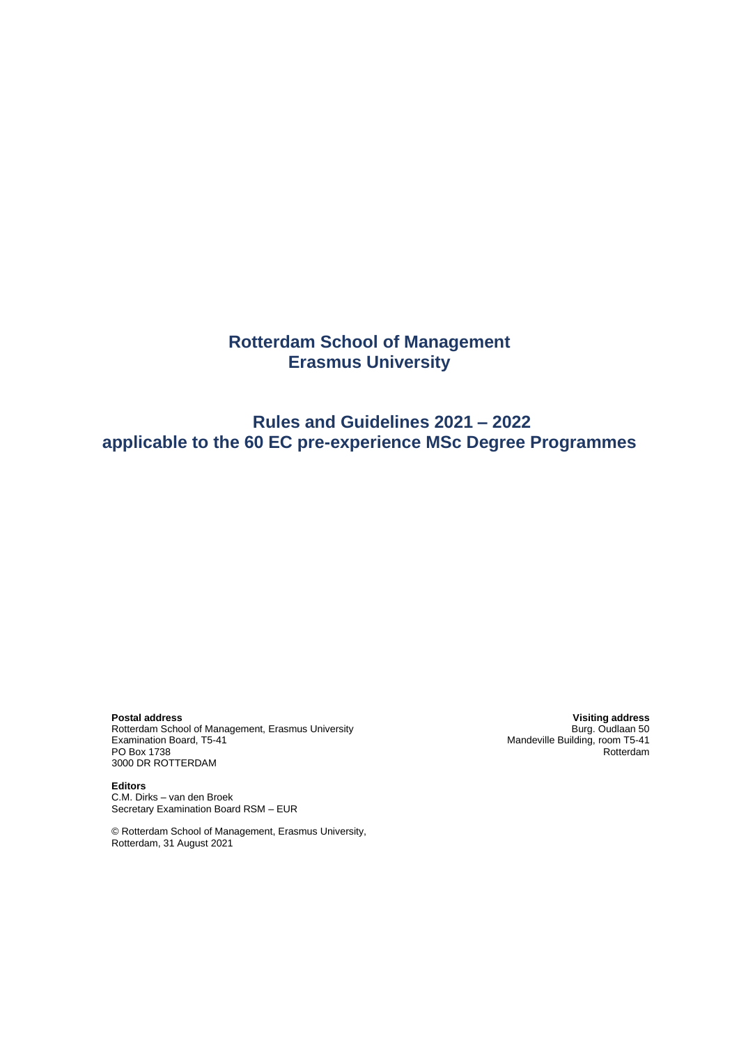# Rotterdam School of Management
# Erasmus University

## Rules and Guidelines 2021 – 2022
## applicable to the 60 EC pre-experience MSc Degree Programmes

**Postal address**
Rotterdam School of Management, Erasmus University
Examination Board, T5-41
PO Box 1738
3000 DR ROTTERDAM

**Visiting address**
Burg. Oudlaan 50
Mandeville Building, room T5-41
Rotterdam

**Editors**
C.M. Dirks – van den Broek
Secretary Examination Board RSM – EUR

© Rotterdam School of Management, Erasmus University,
Rotterdam, 31 August 2021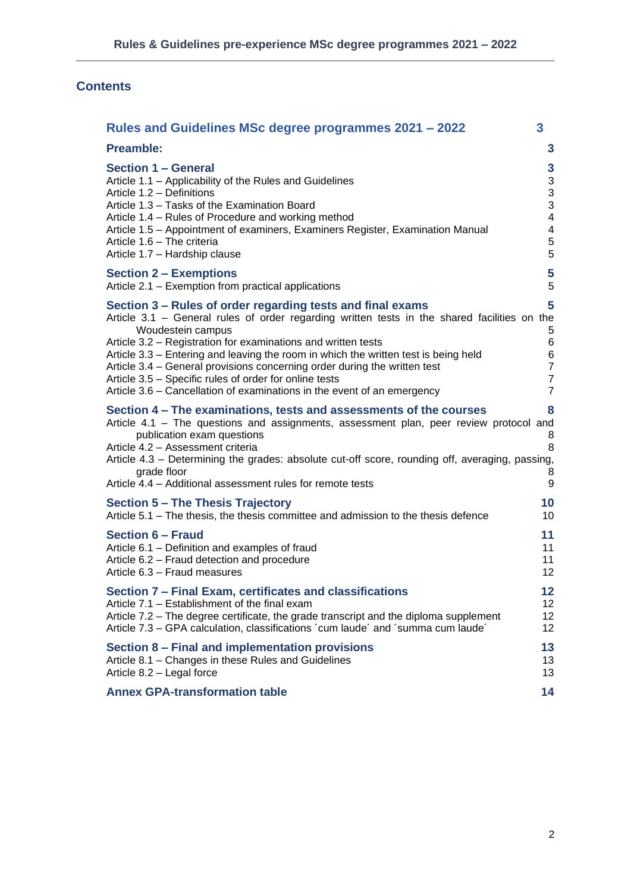## Contents

| | |
|---|---|
| **Rules and Guidelines MSc degree programmes 2021 – 2022** | **3** |
| **Preamble:** | **3** |
| **Section 1 – General** | **3** |
| Article 1.1 – Applicability of the Rules and Guidelines | 3 |
| Article 1.2 – Definitions | 3 |
| Article 1.3 – Tasks of the Examination Board | 3 |
| Article 1.4 – Rules of Procedure and working method | 4 |
| Article 1.5 – Appointment of examiners, Examiners Register, Examination Manual | 4 |
| Article 1.6 – The criteria | 5 |
| Article 1.7 – Hardship clause | 5 |
| **Section 2 – Exemptions** | **5** |
| Article 2.1 – Exemption from practical applications | 5 |
| **Section 3 – Rules of order regarding tests and final exams** | **5** |
| Article 3.1 – General rules of order regarding written tests in the shared facilities on the Woudestein campus | 5 |
| Article 3.2 – Registration for examinations and written tests | 6 |
| Article 3.3 – Entering and leaving the room in which the written test is being held | 6 |
| Article 3.4 – General provisions concerning order during the written test | 7 |
| Article 3.5 – Specific rules of order for online tests | 7 |
| Article 3.6 – Cancellation of examinations in the event of an emergency | 7 |
| **Section 4 – The examinations, tests and assessments of the courses** | **8** |
| Article 4.1 – The questions and assignments, assessment plan, peer review protocol and publication exam questions | 8 |
| Article 4.2 – Assessment criteria | 8 |
| Article 4.3 – Determining the grades: absolute cut-off score, rounding off, averaging, passing, grade floor | 8 |
| Article 4.4 – Additional assessment rules for remote tests | 9 |
| **Section 5 – The Thesis Trajectory** | **10** |
| Article 5.1 – The thesis, the thesis committee and admission to the thesis defence | 10 |
| **Section 6 – Fraud** | **11** |
| Article 6.1 – Definition and examples of fraud | 11 |
| Article 6.2 – Fraud detection and procedure | 11 |
| Article 6.3 – Fraud measures | 12 |
| **Section 7 – Final Exam, certificates and classifications** | **12** |
| Article 7.1 – Establishment of the final exam | 12 |
| Article 7.2 – The degree certificate, the grade transcript and the diploma supplement | 12 |
| Article 7.3 – GPA calculation, classifications ´cum laude´ and ´summa cum laude´ | 12 |
| **Section 8 – Final and implementation provisions** | **13** |
| Article 8.1 – Changes in these Rules and Guidelines | 13 |
| Article 8.2 – Legal force | 13 |
| **Annex GPA-transformation table** | **14** |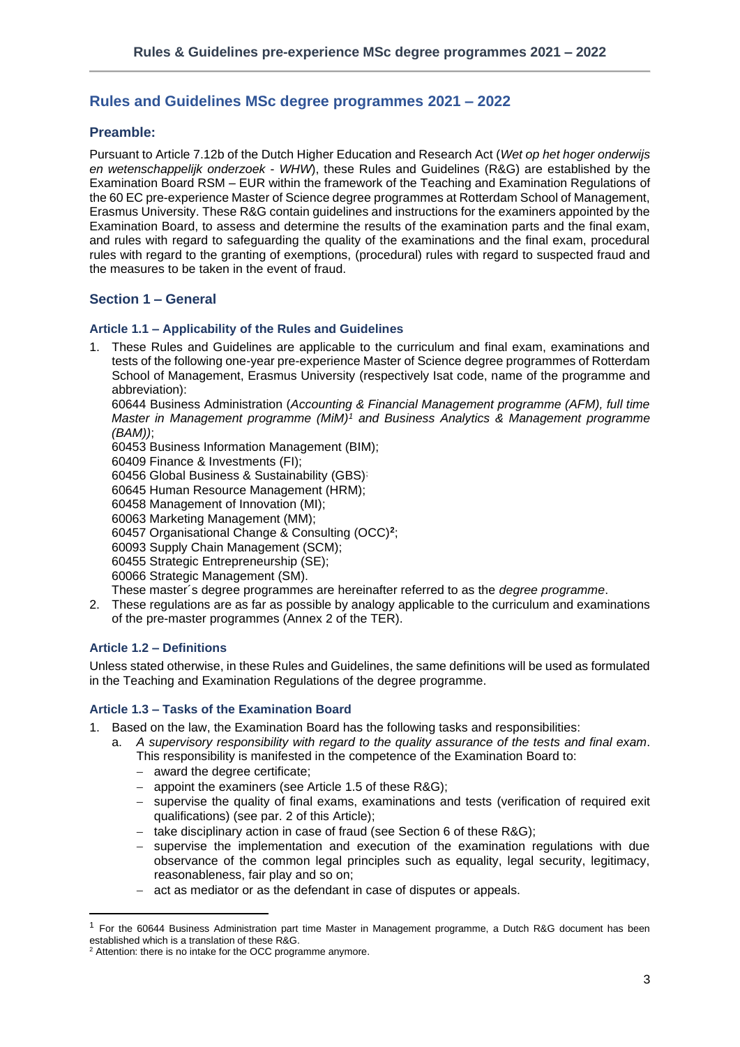## Rules and Guidelines MSc degree programmes 2021 – 2022

### Preamble:

Pursuant to Article 7.12b of the Dutch Higher Education and Research Act (*Wet op het hoger onderwijs en wetenschappelijk onderzoek - WHW*), these Rules and Guidelines (R&G) are established by the Examination Board RSM – EUR within the framework of the Teaching and Examination Regulations of the 60 EC pre-experience Master of Science degree programmes at Rotterdam School of Management, Erasmus University. These R&G contain guidelines and instructions for the examiners appointed by the Examination Board, to assess and determine the results of the examination parts and the final exam, and rules with regard to safeguarding the quality of the examinations and the final exam, procedural rules with regard to the granting of exemptions, (procedural) rules with regard to suspected fraud and the measures to be taken in the event of fraud.

### Section 1 – General

#### Article 1.1 – Applicability of the Rules and Guidelines

1. These Rules and Guidelines are applicable to the curriculum and final exam, examinations and tests of the following one-year pre-experience Master of Science degree programmes of Rotterdam School of Management, Erasmus University (respectively Isat code, name of the programme and abbreviation):
   60644 Business Administration (*Accounting & Financial Management programme (AFM), full time Master in Management programme (MiM)*[1] *and Business Analytics & Management programme (BAM))*;
   60453 Business Information Management (BIM);
   60409 Finance & Investments (FI);
   60456 Global Business & Sustainability (GBS);
   60645 Human Resource Management (HRM);
   60458 Management of Innovation (MI);
   60063 Marketing Management (MM);
   60457 Organisational Change & Consulting (OCC)[2];
   60093 Supply Chain Management (SCM);
   60455 Strategic Entrepreneurship (SE);
   60066 Strategic Management (SM).
   These master´s degree programmes are hereinafter referred to as the *degree programme*.
2. These regulations are as far as possible by analogy applicable to the curriculum and examinations of the pre-master programmes (Annex 2 of the TER).

#### Article 1.2 – Definitions

Unless stated otherwise, in these Rules and Guidelines, the same definitions will be used as formulated in the Teaching and Examination Regulations of the degree programme.

#### Article 1.3 – Tasks of the Examination Board

1. Based on the law, the Examination Board has the following tasks and responsibilities:
   a. *A supervisory responsibility with regard to the quality assurance of the tests and final exam*. This responsibility is manifested in the competence of the Examination Board to:
      - award the degree certificate;
      - appoint the examiners (see Article 1.5 of these R&G);
      - supervise the quality of final exams, examinations and tests (verification of required exit qualifications) (see par. 2 of this Article);
      - take disciplinary action in case of fraud (see Section 6 of these R&G);
      - supervise the implementation and execution of the examination regulations with due observance of the common legal principles such as equality, legal security, legitimacy, reasonableness, fair play and so on;
      - act as mediator or as the defendant in case of disputes or appeals.

---

[1] For the 60644 Business Administration part time Master in Management programme, a Dutch R&G document has been established which is a translation of these R&G.

[2] Attention: there is no intake for the OCC programme anymore.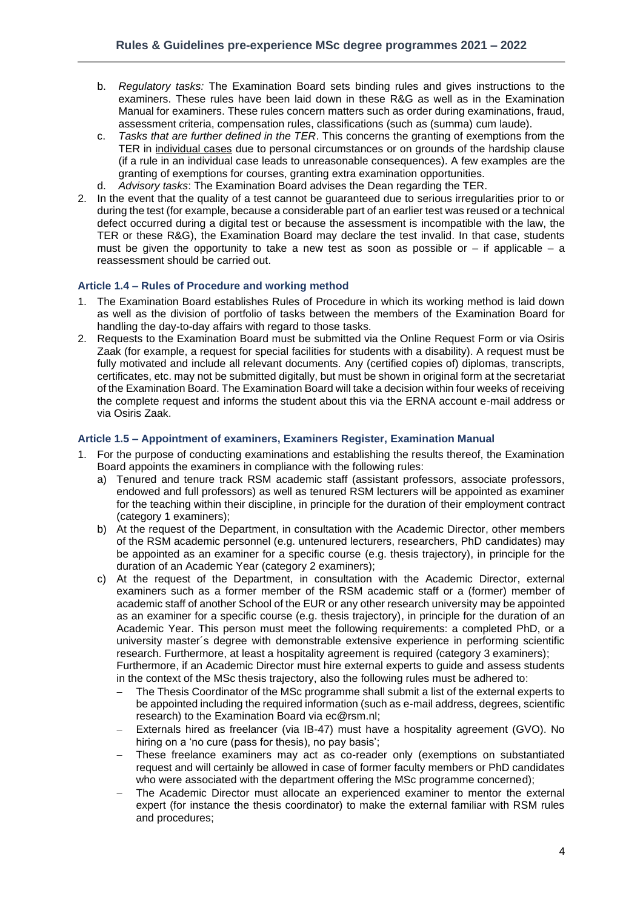b. *Regulatory tasks:* The Examination Board sets binding rules and gives instructions to the examiners. These rules have been laid down in these R&G as well as in the Examination Manual for examiners. These rules concern matters such as order during examinations, fraud, assessment criteria, compensation rules, classifications (such as (summa) cum laude).

c. *Tasks that are further defined in the TER*. This concerns the granting of exemptions from the TER in individual cases due to personal circumstances or on grounds of the hardship clause (if a rule in an individual case leads to unreasonable consequences). A few examples are the granting of exemptions for courses, granting extra examination opportunities.

d. *Advisory tasks*: The Examination Board advises the Dean regarding the TER.

2. In the event that the quality of a test cannot be guaranteed due to serious irregularities prior to or during the test (for example, because a considerable part of an earlier test was reused or a technical defect occurred during a digital test or because the assessment is incompatible with the law, the TER or these R&G), the Examination Board may declare the test invalid. In that case, students must be given the opportunity to take a new test as soon as possible or – if applicable – a reassessment should be carried out.

### Article 1.4 – Rules of Procedure and working method

1. The Examination Board establishes Rules of Procedure in which its working method is laid down as well as the division of portfolio of tasks between the members of the Examination Board for handling the day-to-day affairs with regard to those tasks.
2. Requests to the Examination Board must be submitted via the Online Request Form or via Osiris Zaak (for example, a request for special facilities for students with a disability). A request must be fully motivated and include all relevant documents. Any (certified copies of) diplomas, transcripts, certificates, etc. may not be submitted digitally, but must be shown in original form at the secretariat of the Examination Board. The Examination Board will take a decision within four weeks of receiving the complete request and informs the student about this via the ERNA account e-mail address or via Osiris Zaak.

### Article 1.5 – Appointment of examiners, Examiners Register, Examination Manual

1. For the purpose of conducting examinations and establishing the results thereof, the Examination Board appoints the examiners in compliance with the following rules:
   a) Tenured and tenure track RSM academic staff (assistant professors, associate professors, endowed and full professors) as well as tenured RSM lecturers will be appointed as examiner for the teaching within their discipline, in principle for the duration of their employment contract (category 1 examiners);
   b) At the request of the Department, in consultation with the Academic Director, other members of the RSM academic personnel (e.g. untenured lecturers, researchers, PhD candidates) may be appointed as an examiner for a specific course (e.g. thesis trajectory), in principle for the duration of an Academic Year (category 2 examiners);
   c) At the request of the Department, in consultation with the Academic Director, external examiners such as a former member of the RSM academic staff or a (former) member of academic staff of another School of the EUR or any other research university may be appointed as an examiner for a specific course (e.g. thesis trajectory), in principle for the duration of an Academic Year. This person must meet the following requirements: a completed PhD, or a university master´s degree with demonstrable extensive experience in performing scientific research. Furthermore, at least a hospitality agreement is required (category 3 examiners);
   
   Furthermore, if an Academic Director must hire external experts to guide and assess students in the context of the MSc thesis trajectory, also the following rules must be adhered to:
   - The Thesis Coordinator of the MSc programme shall submit a list of the external experts to be appointed including the required information (such as e-mail address, degrees, scientific research) to the Examination Board via ec@rsm.nl;
   - Externals hired as freelancer (via IB-47) must have a hospitality agreement (GVO). No hiring on a 'no cure (pass for thesis), no pay basis';
   - These freelance examiners may act as co-reader only (exemptions on substantiated request and will certainly be allowed in case of former faculty members or PhD candidates who were associated with the department offering the MSc programme concerned);
   - The Academic Director must allocate an experienced examiner to mentor the external expert (for instance the thesis coordinator) to make the external familiar with RSM rules and procedures;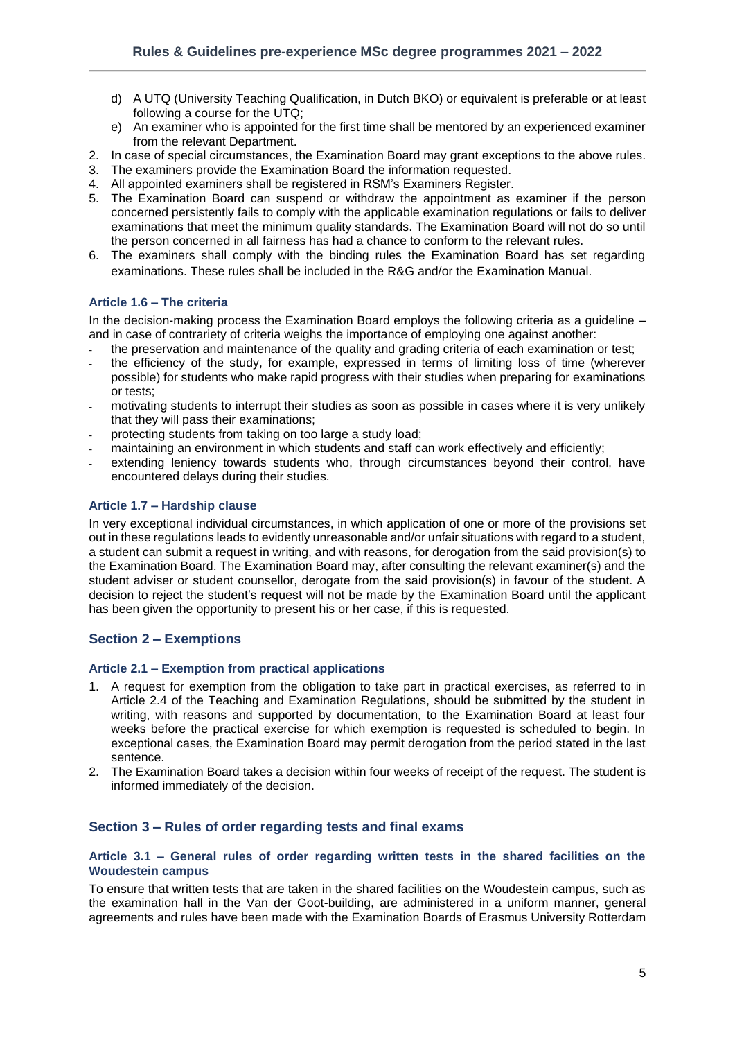d) A UTQ (University Teaching Qualification, in Dutch BKO) or equivalent is preferable or at least following a course for the UTQ;
e) An examiner who is appointed for the first time shall be mentored by an experienced examiner from the relevant Department.

2. In case of special circumstances, the Examination Board may grant exceptions to the above rules.
3. The examiners provide the Examination Board the information requested.
4. All appointed examiners shall be registered in RSM's Examiners Register.
5. The Examination Board can suspend or withdraw the appointment as examiner if the person concerned persistently fails to comply with the applicable examination regulations or fails to deliver examinations that meet the minimum quality standards. The Examination Board will not do so until the person concerned in all fairness has had a chance to conform to the relevant rules.
6. The examiners shall comply with the binding rules the Examination Board has set regarding examinations. These rules shall be included in the R&G and/or the Examination Manual.

### Article 1.6 – The criteria

In the decision-making process the Examination Board employs the following criteria as a guideline – and in case of contrariety of criteria weighs the importance of employing one against another:

- the preservation and maintenance of the quality and grading criteria of each examination or test;
- the efficiency of the study, for example, expressed in terms of limiting loss of time (wherever possible) for students who make rapid progress with their studies when preparing for examinations or tests;
- motivating students to interrupt their studies as soon as possible in cases where it is very unlikely that they will pass their examinations;
- protecting students from taking on too large a study load;
- maintaining an environment in which students and staff can work effectively and efficiently;
- extending leniency towards students who, through circumstances beyond their control, have encountered delays during their studies.

### Article 1.7 – Hardship clause

In very exceptional individual circumstances, in which application of one or more of the provisions set out in these regulations leads to evidently unreasonable and/or unfair situations with regard to a student, a student can submit a request in writing, and with reasons, for derogation from the said provision(s) to the Examination Board. The Examination Board may, after consulting the relevant examiner(s) and the student adviser or student counsellor, derogate from the said provision(s) in favour of the student. A decision to reject the student's request will not be made by the Examination Board until the applicant has been given the opportunity to present his or her case, if this is requested.

## Section 2 – Exemptions

### Article 2.1 – Exemption from practical applications

1. A request for exemption from the obligation to take part in practical exercises, as referred to in Article 2.4 of the Teaching and Examination Regulations, should be submitted by the student in writing, with reasons and supported by documentation, to the Examination Board at least four weeks before the practical exercise for which exemption is requested is scheduled to begin. In exceptional cases, the Examination Board may permit derogation from the period stated in the last sentence.
2. The Examination Board takes a decision within four weeks of receipt of the request. The student is informed immediately of the decision.

## Section 3 – Rules of order regarding tests and final exams

### Article 3.1 – General rules of order regarding written tests in the shared facilities on the Woudestein campus

To ensure that written tests that are taken in the shared facilities on the Woudestein campus, such as the examination hall in the Van der Goot-building, are administered in a uniform manner, general agreements and rules have been made with the Examination Boards of Erasmus University Rotterdam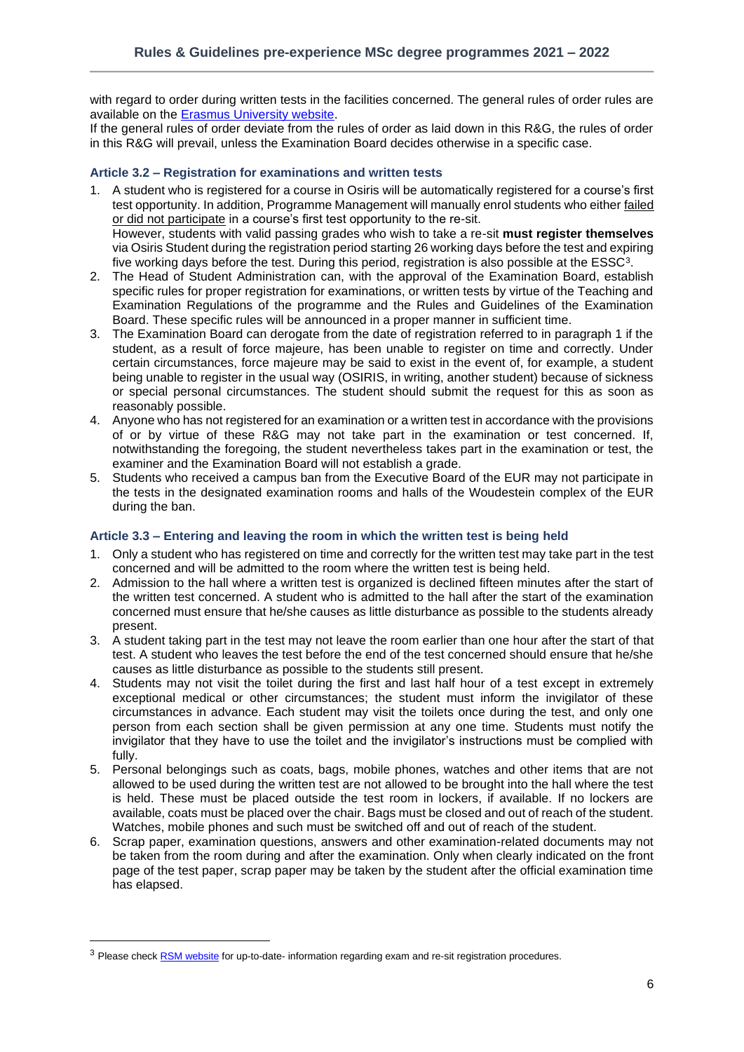with regard to order during written tests in the facilities concerned. The general rules of order rules are available on the [Erasmus University website](https://www.eur.nl).

If the general rules of order deviate from the rules of order as laid down in this R&G, the rules of order in this R&G will prevail, unless the Examination Board decides otherwise in a specific case.

### Article 3.2 – Registration for examinations and written tests

1. A student who is registered for a course in Osiris will be automatically registered for a course's first test opportunity. In addition, Programme Management will manually enrol students who either failed or did not participate in a course's first test opportunity to the re-sit.
   However, students with valid passing grades who wish to take a re-sit **must register themselves** via Osiris Student during the registration period starting 26 working days before the test and expiring five working days before the test. During this period, registration is also possible at the ESSC[3].
2. The Head of Student Administration can, with the approval of the Examination Board, establish specific rules for proper registration for examinations, or written tests by virtue of the Teaching and Examination Regulations of the programme and the Rules and Guidelines of the Examination Board. These specific rules will be announced in a proper manner in sufficient time.
3. The Examination Board can derogate from the date of registration referred to in paragraph 1 if the student, as a result of force majeure, has been unable to register on time and correctly. Under certain circumstances, force majeure may be said to exist in the event of, for example, a student being unable to register in the usual way (OSIRIS, in writing, another student) because of sickness or special personal circumstances. The student should submit the request for this as soon as reasonably possible.
4. Anyone who has not registered for an examination or a written test in accordance with the provisions of or by virtue of these R&G may not take part in the examination or test concerned. If, notwithstanding the foregoing, the student nevertheless takes part in the examination or test, the examiner and the Examination Board will not establish a grade.
5. Students who received a campus ban from the Executive Board of the EUR may not participate in the tests in the designated examination rooms and halls of the Woudestein complex of the EUR during the ban.

### Article 3.3 – Entering and leaving the room in which the written test is being held

1. Only a student who has registered on time and correctly for the written test may take part in the test concerned and will be admitted to the room where the written test is being held.
2. Admission to the hall where a written test is organized is declined fifteen minutes after the start of the written test concerned. A student who is admitted to the hall after the start of the examination concerned must ensure that he/she causes as little disturbance as possible to the students already present.
3. A student taking part in the test may not leave the room earlier than one hour after the start of that test. A student who leaves the test before the end of the test concerned should ensure that he/she causes as little disturbance as possible to the students still present.
4. Students may not visit the toilet during the first and last half hour of a test except in extremely exceptional medical or other circumstances; the student must inform the invigilator of these circumstances in advance. Each student may visit the toilets once during the test, and only one person from each section shall be given permission at any one time. Students must notify the invigilator that they have to use the toilet and the invigilator's instructions must be complied with fully.
5. Personal belongings such as coats, bags, mobile phones, watches and other items that are not allowed to be used during the written test are not allowed to be brought into the hall where the test is held. These must be placed outside the test room in lockers, if available. If no lockers are available, coats must be placed over the chair. Bags must be closed and out of reach of the student. Watches, mobile phones and such must be switched off and out of reach of the student.
6. Scrap paper, examination questions, answers and other examination-related documents may not be taken from the room during and after the examination. Only when clearly indicated on the front page of the test paper, scrap paper may be taken by the student after the official examination time has elapsed.

---

[3] Please check [RSM website](https://www.rsm.nl) for up-to-date- information regarding exam and re-sit registration procedures.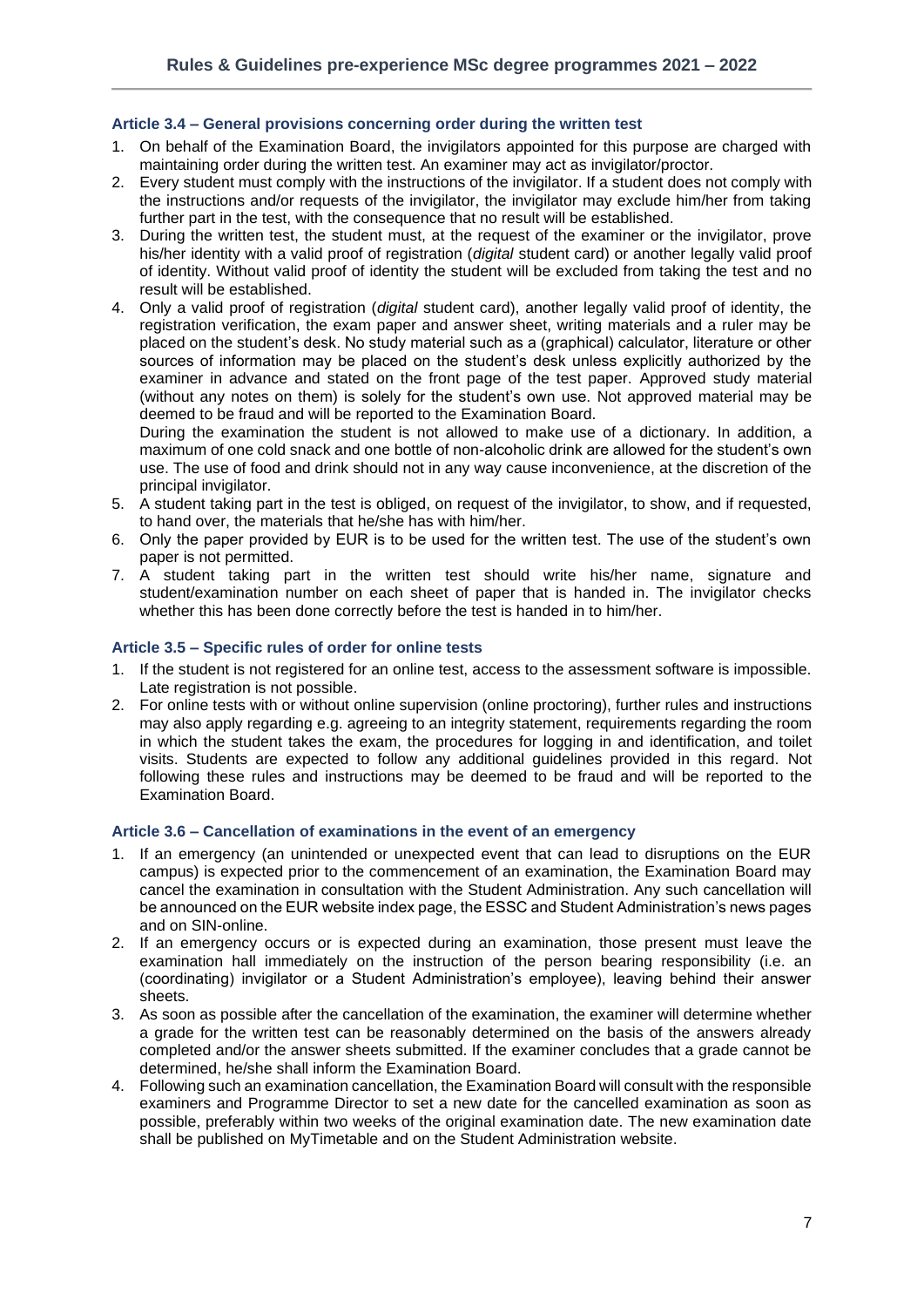### Article 3.4 – General provisions concerning order during the written test

1. On behalf of the Examination Board, the invigilators appointed for this purpose are charged with maintaining order during the written test. An examiner may act as invigilator/proctor.
2. Every student must comply with the instructions of the invigilator. If a student does not comply with the instructions and/or requests of the invigilator, the invigilator may exclude him/her from taking further part in the test, with the consequence that no result will be established.
3. During the written test, the student must, at the request of the examiner or the invigilator, prove his/her identity with a valid proof of registration (*digital* student card) or another legally valid proof of identity. Without valid proof of identity the student will be excluded from taking the test and no result will be established.
4. Only a valid proof of registration (*digital* student card), another legally valid proof of identity, the registration verification, the exam paper and answer sheet, writing materials and a ruler may be placed on the student's desk. No study material such as a (graphical) calculator, literature or other sources of information may be placed on the student's desk unless explicitly authorized by the examiner in advance and stated on the front page of the test paper. Approved study material (without any notes on them) is solely for the student's own use. Not approved material may be deemed to be fraud and will be reported to the Examination Board.
   During the examination the student is not allowed to make use of a dictionary. In addition, a maximum of one cold snack and one bottle of non-alcoholic drink are allowed for the student's own use. The use of food and drink should not in any way cause inconvenience, at the discretion of the principal invigilator.
5. A student taking part in the test is obliged, on request of the invigilator, to show, and if requested, to hand over, the materials that he/she has with him/her.
6. Only the paper provided by EUR is to be used for the written test. The use of the student's own paper is not permitted.
7. A student taking part in the written test should write his/her name, signature and student/examination number on each sheet of paper that is handed in. The invigilator checks whether this has been done correctly before the test is handed in to him/her.

### Article 3.5 – Specific rules of order for online tests

1. If the student is not registered for an online test, access to the assessment software is impossible. Late registration is not possible.
2. For online tests with or without online supervision (online proctoring), further rules and instructions may also apply regarding e.g. agreeing to an integrity statement, requirements regarding the room in which the student takes the exam, the procedures for logging in and identification, and toilet visits. Students are expected to follow any additional guidelines provided in this regard. Not following these rules and instructions may be deemed to be fraud and will be reported to the Examination Board.

### Article 3.6 – Cancellation of examinations in the event of an emergency

1. If an emergency (an unintended or unexpected event that can lead to disruptions on the EUR campus) is expected prior to the commencement of an examination, the Examination Board may cancel the examination in consultation with the Student Administration. Any such cancellation will be announced on the EUR website index page, the ESSC and Student Administration's news pages and on SIN-online.
2. If an emergency occurs or is expected during an examination, those present must leave the examination hall immediately on the instruction of the person bearing responsibility (i.e. an (coordinating) invigilator or a Student Administration's employee), leaving behind their answer sheets.
3. As soon as possible after the cancellation of the examination, the examiner will determine whether a grade for the written test can be reasonably determined on the basis of the answers already completed and/or the answer sheets submitted. If the examiner concludes that a grade cannot be determined, he/she shall inform the Examination Board.
4. Following such an examination cancellation, the Examination Board will consult with the responsible examiners and Programme Director to set a new date for the cancelled examination as soon as possible, preferably within two weeks of the original examination date. The new examination date shall be published on MyTimetable and on the Student Administration website.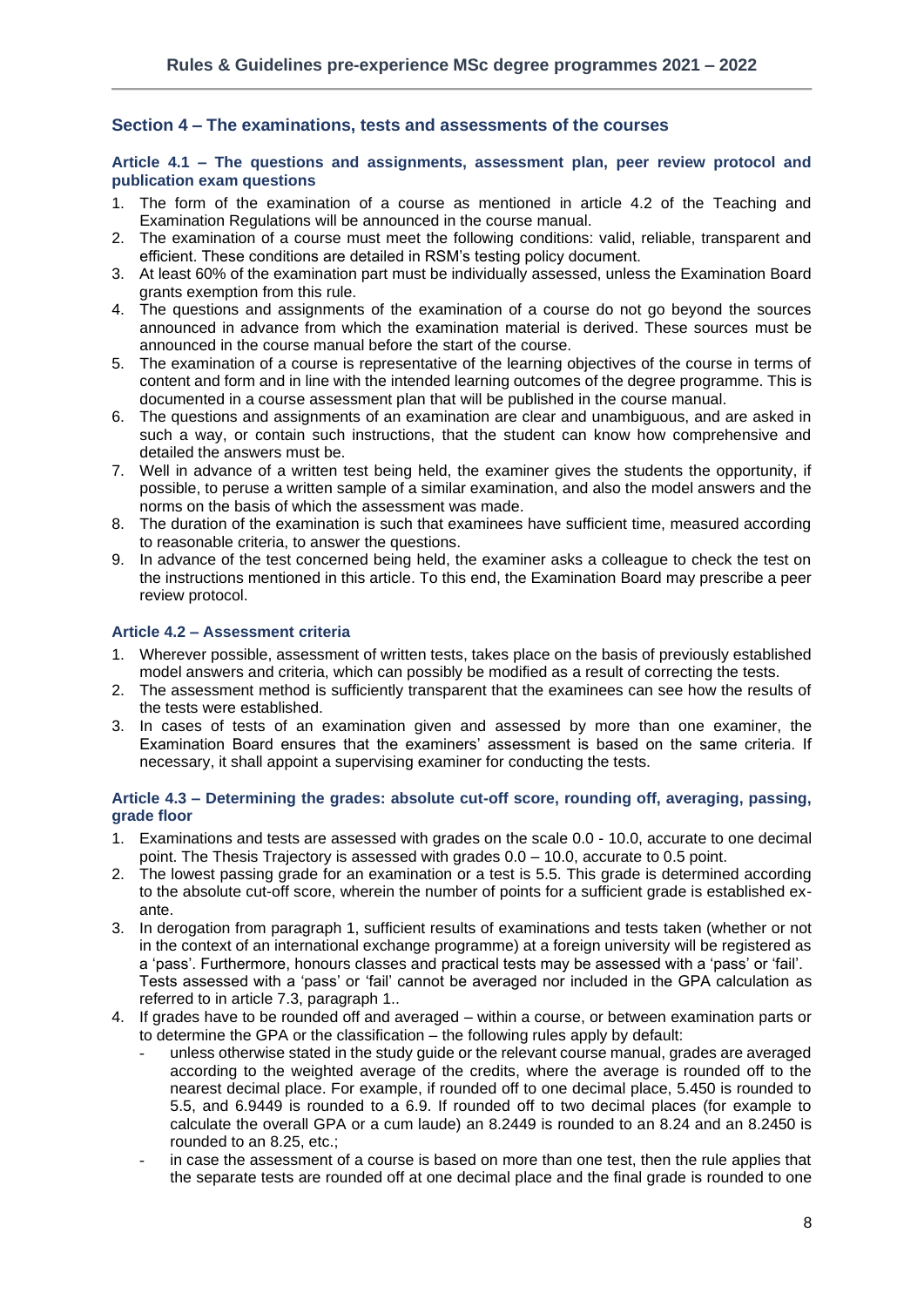## Section 4 – The examinations, tests and assessments of the courses

### Article 4.1 – The questions and assignments, assessment plan, peer review protocol and publication exam questions

1. The form of the examination of a course as mentioned in article 4.2 of the Teaching and Examination Regulations will be announced in the course manual.
2. The examination of a course must meet the following conditions: valid, reliable, transparent and efficient. These conditions are detailed in RSM's testing policy document.
3. At least 60% of the examination part must be individually assessed, unless the Examination Board grants exemption from this rule.
4. The questions and assignments of the examination of a course do not go beyond the sources announced in advance from which the examination material is derived. These sources must be announced in the course manual before the start of the course.
5. The examination of a course is representative of the learning objectives of the course in terms of content and form and in line with the intended learning outcomes of the degree programme. This is documented in a course assessment plan that will be published in the course manual.
6. The questions and assignments of an examination are clear and unambiguous, and are asked in such a way, or contain such instructions, that the student can know how comprehensive and detailed the answers must be.
7. Well in advance of a written test being held, the examiner gives the students the opportunity, if possible, to peruse a written sample of a similar examination, and also the model answers and the norms on the basis of which the assessment was made.
8. The duration of the examination is such that examinees have sufficient time, measured according to reasonable criteria, to answer the questions.
9. In advance of the test concerned being held, the examiner asks a colleague to check the test on the instructions mentioned in this article. To this end, the Examination Board may prescribe a peer review protocol.

### Article 4.2 – Assessment criteria

1. Wherever possible, assessment of written tests, takes place on the basis of previously established model answers and criteria, which can possibly be modified as a result of correcting the tests.
2. The assessment method is sufficiently transparent that the examinees can see how the results of the tests were established.
3. In cases of tests of an examination given and assessed by more than one examiner, the Examination Board ensures that the examiners' assessment is based on the same criteria. If necessary, it shall appoint a supervising examiner for conducting the tests.

### Article 4.3 – Determining the grades: absolute cut-off score, rounding off, averaging, passing, grade floor

1. Examinations and tests are assessed with grades on the scale 0.0 - 10.0, accurate to one decimal point. The Thesis Trajectory is assessed with grades 0.0 – 10.0, accurate to 0.5 point.
2. The lowest passing grade for an examination or a test is 5.5. This grade is determined according to the absolute cut-off score, wherein the number of points for a sufficient grade is established ex-ante.
3. In derogation from paragraph 1, sufficient results of examinations and tests taken (whether or not in the context of an international exchange programme) at a foreign university will be registered as a 'pass'. Furthermore, honours classes and practical tests may be assessed with a 'pass' or 'fail'. Tests assessed with a 'pass' or 'fail' cannot be averaged nor included in the GPA calculation as referred to in article 7.3, paragraph 1..
4. If grades have to be rounded off and averaged – within a course, or between examination parts or to determine the GPA or the classification – the following rules apply by default:
   - unless otherwise stated in the study guide or the relevant course manual, grades are averaged according to the weighted average of the credits, where the average is rounded off to the nearest decimal place. For example, if rounded off to one decimal place, 5.450 is rounded to 5.5, and 6.9449 is rounded to a 6.9. If rounded off to two decimal places (for example to calculate the overall GPA or a cum laude) an 8.2449 is rounded to an 8.24 and an 8.2450 is rounded to an 8.25, etc.;
   - in case the assessment of a course is based on more than one test, then the rule applies that the separate tests are rounded off at one decimal place and the final grade is rounded to one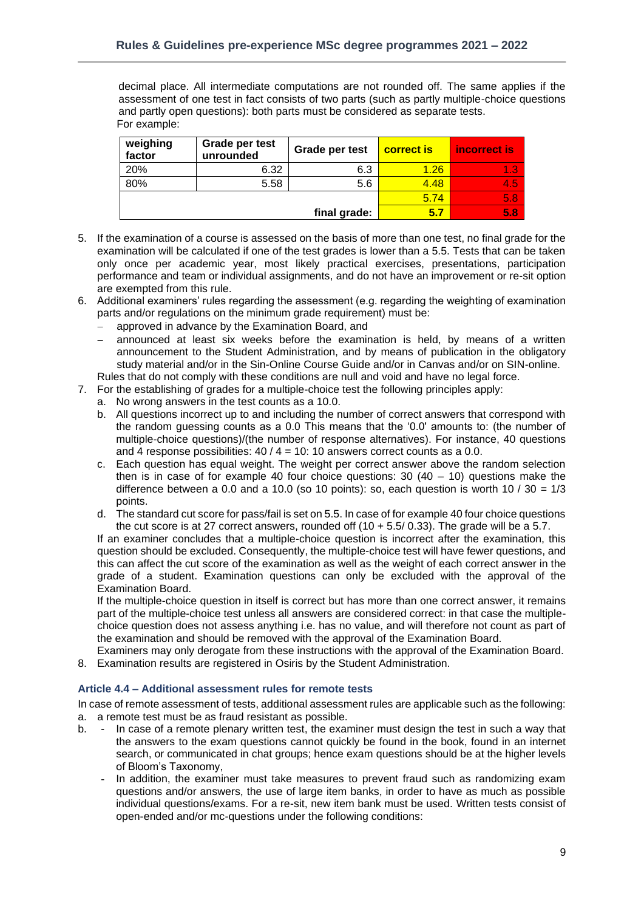decimal place. All intermediate computations are not rounded off. The same applies if the assessment of one test in fact consists of two parts (such as partly multiple-choice questions and partly open questions): both parts must be considered as separate tests.
For example:

| weighing factor | Grade per test unrounded | Grade per test | correct is | incorrect is |
|---|---|---|---|---|
| 20% | 6.32 | 6.3 | 1.26 | 1.3 |
| 80% | 5.58 | 5.6 | 4.48 | 4.5 |
| | | | 5.74 | 5.8 |
| | | final grade: | 5.7 | 5.8 |

5. If the examination of a course is assessed on the basis of more than one test, no final grade for the examination will be calculated if one of the test grades is lower than a 5.5. Tests that can be taken only once per academic year, most likely practical exercises, presentations, participation performance and team or individual assignments, and do not have an improvement or re-sit option are exempted from this rule.
6. Additional examiners' rules regarding the assessment (e.g. regarding the weighting of examination parts and/or regulations on the minimum grade requirement) must be:
   - approved in advance by the Examination Board, and
   - announced at least six weeks before the examination is held, by means of a written announcement to the Student Administration, and by means of publication in the obligatory study material and/or in the Sin-Online Course Guide and/or in Canvas and/or on SIN-online.

   Rules that do not comply with these conditions are null and void and have no legal force.
7. For the establishing of grades for a multiple-choice test the following principles apply:
   a. No wrong answers in the test counts as a 10.0.
   b. All questions incorrect up to and including the number of correct answers that correspond with the random guessing counts as a 0.0 This means that the '0.0' amounts to: (the number of multiple-choice questions)/(the number of response alternatives). For instance, 40 questions and 4 response possibilities: 40 / 4 = 10: 10 answers correct counts as a 0.0.
   c. Each question has equal weight. The weight per correct answer above the random selection then is in case of for example 40 four choice questions: 30 (40 – 10) questions make the difference between a 0.0 and a 10.0 (so 10 points): so, each question is worth 10 / 30 = 1/3 points.
   d. The standard cut score for pass/fail is set on 5.5. In case of for example 40 four choice questions the cut score is at 27 correct answers, rounded off (10 + 5.5/ 0.33). The grade will be a 5.7.

   If an examiner concludes that a multiple-choice question is incorrect after the examination, this question should be excluded. Consequently, the multiple-choice test will have fewer questions, and this can affect the cut score of the examination as well as the weight of each correct answer in the grade of a student. Examination questions can only be excluded with the approval of the Examination Board.

   If the multiple-choice question in itself is correct but has more than one correct answer, it remains part of the multiple-choice test unless all answers are considered correct: in that case the multiple-choice question does not assess anything i.e. has no value, and will therefore not count as part of the examination and should be removed with the approval of the Examination Board.

   Examiners may only derogate from these instructions with the approval of the Examination Board.
8. Examination results are registered in Osiris by the Student Administration.

### Article 4.4 – Additional assessment rules for remote tests

In case of remote assessment of tests, additional assessment rules are applicable such as the following:

a. a remote test must be as fraud resistant as possible.

b. - In case of a remote plenary written test, the examiner must design the test in such a way that the answers to the exam questions cannot quickly be found in the book, found in an internet search, or communicated in chat groups; hence exam questions should be at the higher levels of Bloom's Taxonomy,
   - In addition, the examiner must take measures to prevent fraud such as randomizing exam questions and/or answers, the use of large item banks, in order to have as much as possible individual questions/exams. For a re-sit, new item bank must be used. Written tests consist of open-ended and/or mc-questions under the following conditions: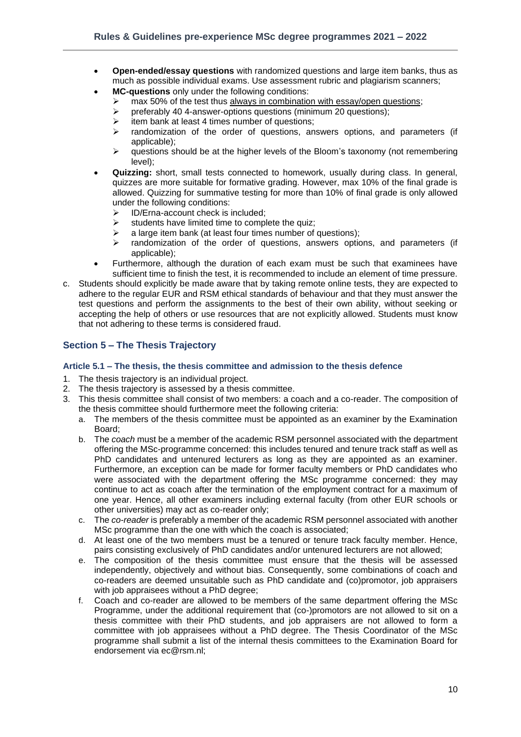- **Open-ended/essay questions** with randomized questions and large item banks, thus as much as possible individual exams. Use assessment rubric and plagiarism scanners;
- **MC-questions** only under the following conditions:
  - max 50% of the test thus <u>always in combination with essay/open questions</u>;
  - preferably 40 4-answer-options questions (minimum 20 questions);
  - item bank at least 4 times number of questions;
  - randomization of the order of questions, answers options, and parameters (if applicable);
  - questions should be at the higher levels of the Bloom's taxonomy (not remembering level);
- **Quizzing:** short, small tests connected to homework, usually during class. In general, quizzes are more suitable for formative grading. However, max 10% of the final grade is allowed. Quizzing for summative testing for more than 10% of final grade is only allowed under the following conditions:
  - ID/Erna-account check is included;
  - students have limited time to complete the quiz;
  - a large item bank (at least four times number of questions);
  - randomization of the order of questions, answers options, and parameters (if applicable);
- Furthermore, although the duration of each exam must be such that examinees have sufficient time to finish the test, it is recommended to include an element of time pressure.

c. Students should explicitly be made aware that by taking remote online tests, they are expected to adhere to the regular EUR and RSM ethical standards of behaviour and that they must answer the test questions and perform the assignments to the best of their own ability, without seeking or accepting the help of others or use resources that are not explicitly allowed. Students must know that not adhering to these terms is considered fraud.

## Section 5 – The Thesis Trajectory

### Article 5.1 – The thesis, the thesis committee and admission to the thesis defence

1. The thesis trajectory is an individual project.
2. The thesis trajectory is assessed by a thesis committee.
3. This thesis committee shall consist of two members: a coach and a co-reader. The composition of the thesis committee should furthermore meet the following criteria:
   a. The members of the thesis committee must be appointed as an examiner by the Examination Board;
   b. The *coach* must be a member of the academic RSM personnel associated with the department offering the MSc-programme concerned: this includes tenured and tenure track staff as well as PhD candidates and untenured lecturers as long as they are appointed as an examiner. Furthermore, an exception can be made for former faculty members or PhD candidates who were associated with the department offering the MSc programme concerned: they may continue to act as coach after the termination of the employment contract for a maximum of one year. Hence, all other examiners including external faculty (from other EUR schools or other universities) may act as co-reader only;
   c. The *co-reader* is preferably a member of the academic RSM personnel associated with another MSc programme than the one with which the coach is associated;
   d. At least one of the two members must be a tenured or tenure track faculty member. Hence, pairs consisting exclusively of PhD candidates and/or untenured lecturers are not allowed;
   e. The composition of the thesis committee must ensure that the thesis will be assessed independently, objectively and without bias. Consequently, some combinations of coach and co-readers are deemed unsuitable such as PhD candidate and (co)promotor, job appraisers with job appraisees without a PhD degree;
   f. Coach and co-reader are allowed to be members of the same department offering the MSc Programme, under the additional requirement that (co-)promotors are not allowed to sit on a thesis committee with their PhD students, and job appraisers are not allowed to form a committee with job appraisees without a PhD degree. The Thesis Coordinator of the MSc programme shall submit a list of the internal thesis committees to the Examination Board for endorsement via ec@rsm.nl;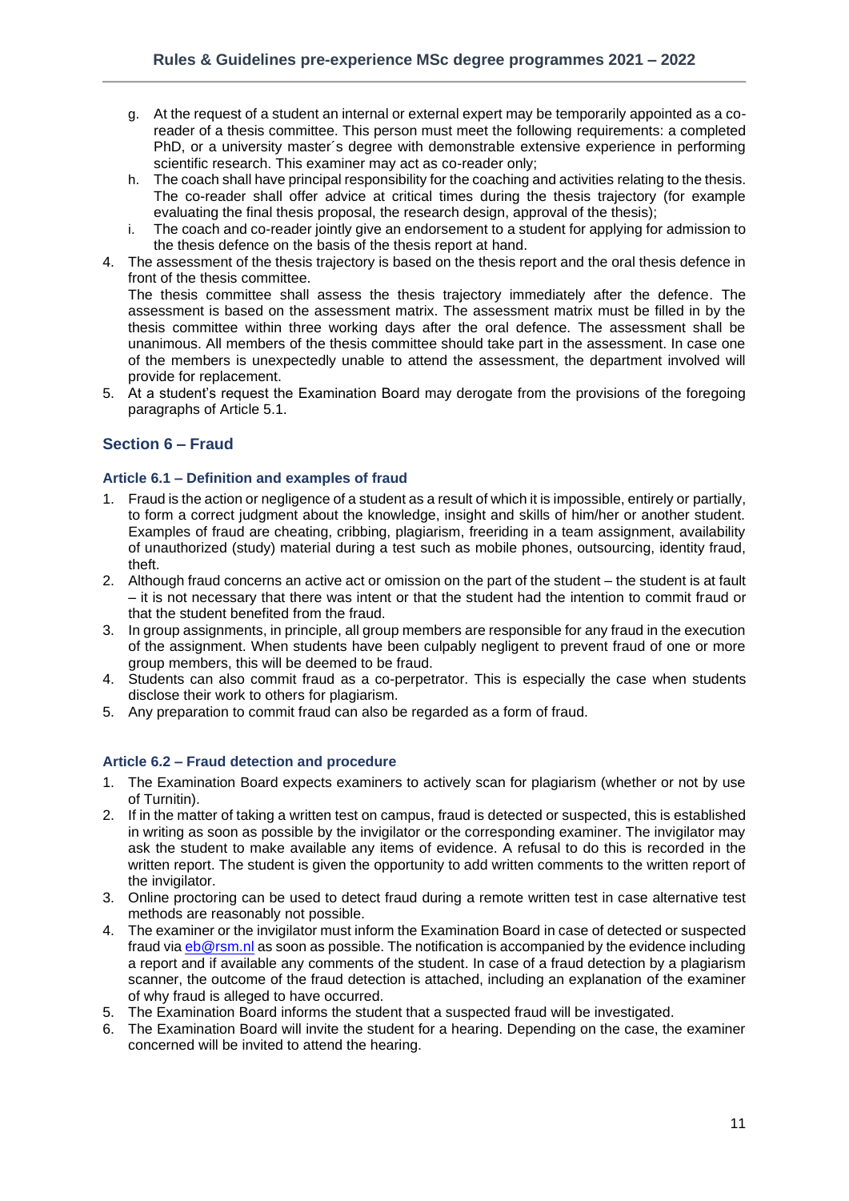g. At the request of a student an internal or external expert may be temporarily appointed as a co-reader of a thesis committee. This person must meet the following requirements: a completed PhD, or a university master´s degree with demonstrable extensive experience in performing scientific research. This examiner may act as co-reader only;
h. The coach shall have principal responsibility for the coaching and activities relating to the thesis. The co-reader shall offer advice at critical times during the thesis trajectory (for example evaluating the final thesis proposal, the research design, approval of the thesis);
i. The coach and co-reader jointly give an endorsement to a student for applying for admission to the thesis defence on the basis of the thesis report at hand.

4. The assessment of the thesis trajectory is based on the thesis report and the oral thesis defence in front of the thesis committee.
   The thesis committee shall assess the thesis trajectory immediately after the defence. The assessment is based on the assessment matrix. The assessment matrix must be filled in by the thesis committee within three working days after the oral defence. The assessment shall be unanimous. All members of the thesis committee should take part in the assessment. In case one of the members is unexpectedly unable to attend the assessment, the department involved will provide for replacement.
5. At a student's request the Examination Board may derogate from the provisions of the foregoing paragraphs of Article 5.1.

## Section 6 – Fraud

### Article 6.1 – Definition and examples of fraud

1. Fraud is the action or negligence of a student as a result of which it is impossible, entirely or partially, to form a correct judgment about the knowledge, insight and skills of him/her or another student. Examples of fraud are cheating, cribbing, plagiarism, freeriding in a team assignment, availability of unauthorized (study) material during a test such as mobile phones, outsourcing, identity fraud, theft.
2. Although fraud concerns an active act or omission on the part of the student – the student is at fault – it is not necessary that there was intent or that the student had the intention to commit fraud or that the student benefited from the fraud.
3. In group assignments, in principle, all group members are responsible for any fraud in the execution of the assignment. When students have been culpably negligent to prevent fraud of one or more group members, this will be deemed to be fraud.
4. Students can also commit fraud as a co-perpetrator. This is especially the case when students disclose their work to others for plagiarism.
5. Any preparation to commit fraud can also be regarded as a form of fraud.

### Article 6.2 – Fraud detection and procedure

1. The Examination Board expects examiners to actively scan for plagiarism (whether or not by use of Turnitin).
2. If in the matter of taking a written test on campus, fraud is detected or suspected, this is established in writing as soon as possible by the invigilator or the corresponding examiner. The invigilator may ask the student to make available any items of evidence. A refusal to do this is recorded in the written report. The student is given the opportunity to add written comments to the written report of the invigilator.
3. Online proctoring can be used to detect fraud during a remote written test in case alternative test methods are reasonably not possible.
4. The examiner or the invigilator must inform the Examination Board in case of detected or suspected fraud via eb@rsm.nl as soon as possible. The notification is accompanied by the evidence including a report and if available any comments of the student. In case of a fraud detection by a plagiarism scanner, the outcome of the fraud detection is attached, including an explanation of the examiner of why fraud is alleged to have occurred.
5. The Examination Board informs the student that a suspected fraud will be investigated.
6. The Examination Board will invite the student for a hearing. Depending on the case, the examiner concerned will be invited to attend the hearing.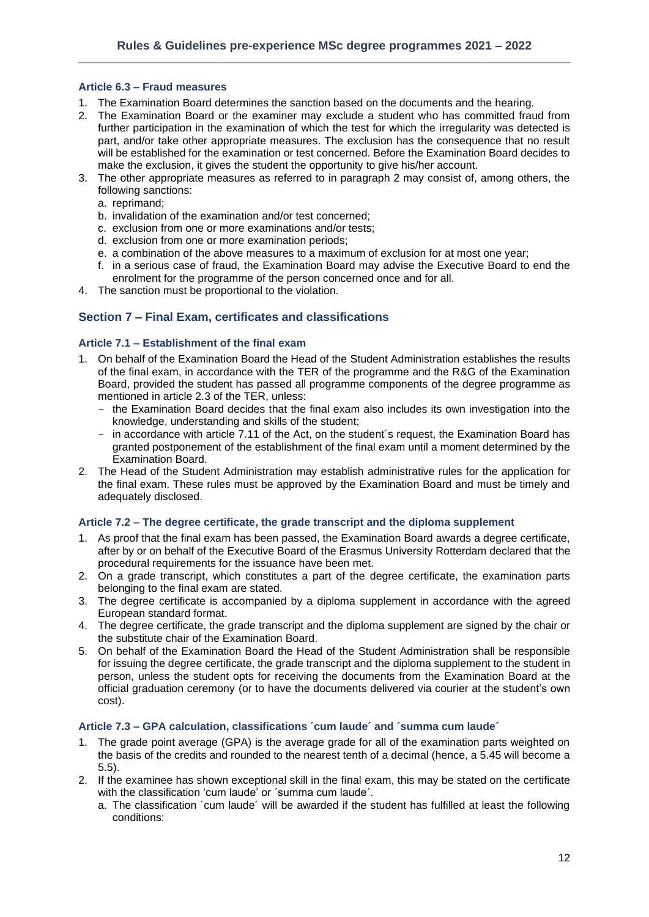### Article 6.3 – Fraud measures

1. The Examination Board determines the sanction based on the documents and the hearing.
2. The Examination Board or the examiner may exclude a student who has committed fraud from further participation in the examination of which the test for which the irregularity was detected is part, and/or take other appropriate measures. The exclusion has the consequence that no result will be established for the examination or test concerned. Before the Examination Board decides to make the exclusion, it gives the student the opportunity to give his/her account.
3. The other appropriate measures as referred to in paragraph 2 may consist of, among others, the following sanctions:
   a. reprimand;
   b. invalidation of the examination and/or test concerned;
   c. exclusion from one or more examinations and/or tests;
   d. exclusion from one or more examination periods;
   e. a combination of the above measures to a maximum of exclusion for at most one year;
   f. in a serious case of fraud, the Examination Board may advise the Executive Board to end the enrolment for the programme of the person concerned once and for all.
4. The sanction must be proportional to the violation.

## Section 7 – Final Exam, certificates and classifications

### Article 7.1 – Establishment of the final exam

1. On behalf of the Examination Board the Head of the Student Administration establishes the results of the final exam, in accordance with the TER of the programme and the R&G of the Examination Board, provided the student has passed all programme components of the degree programme as mentioned in article 2.3 of the TER, unless:
   - the Examination Board decides that the final exam also includes its own investigation into the knowledge, understanding and skills of the student;
   - in accordance with article 7.11 of the Act, on the student´s request, the Examination Board has granted postponement of the establishment of the final exam until a moment determined by the Examination Board.
2. The Head of the Student Administration may establish administrative rules for the application for the final exam. These rules must be approved by the Examination Board and must be timely and adequately disclosed.

### Article 7.2 – The degree certificate, the grade transcript and the diploma supplement

1. As proof that the final exam has been passed, the Examination Board awards a degree certificate, after by or on behalf of the Executive Board of the Erasmus University Rotterdam declared that the procedural requirements for the issuance have been met.
2. On a grade transcript, which constitutes a part of the degree certificate, the examination parts belonging to the final exam are stated.
3. The degree certificate is accompanied by a diploma supplement in accordance with the agreed European standard format.
4. The degree certificate, the grade transcript and the diploma supplement are signed by the chair or the substitute chair of the Examination Board.
5. On behalf of the Examination Board the Head of the Student Administration shall be responsible for issuing the degree certificate, the grade transcript and the diploma supplement to the student in person, unless the student opts for receiving the documents from the Examination Board at the official graduation ceremony (or to have the documents delivered via courier at the student's own cost).

### Article 7.3 – GPA calculation, classifications ´cum laude´ and ´summa cum laude´

1. The grade point average (GPA) is the average grade for all of the examination parts weighted on the basis of the credits and rounded to the nearest tenth of a decimal (hence, a 5.45 will become a 5.5).
2. If the examinee has shown exceptional skill in the final exam, this may be stated on the certificate with the classification 'cum laude' or ´summa cum laude´.
   a. The classification ´cum laude´ will be awarded if the student has fulfilled at least the following conditions: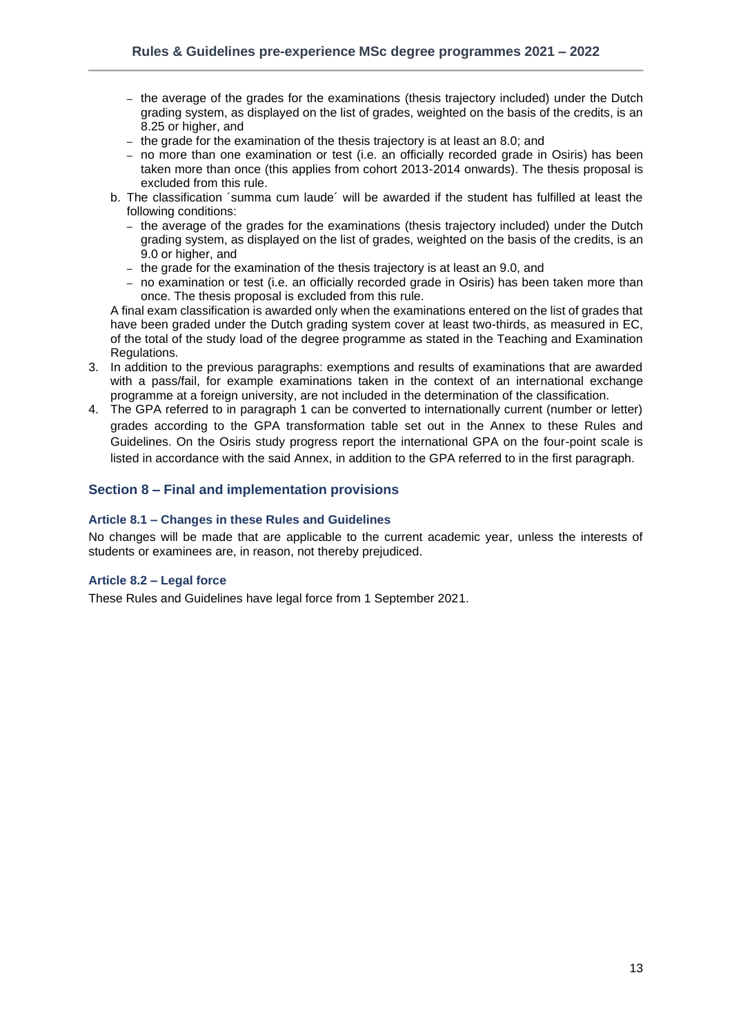- the average of the grades for the examinations (thesis trajectory included) under the Dutch grading system, as displayed on the list of grades, weighted on the basis of the credits, is an 8.25 or higher, and
  - the grade for the examination of the thesis trajectory is at least an 8.0; and
  - no more than one examination or test (i.e. an officially recorded grade in Osiris) has been taken more than once (this applies from cohort 2013-2014 onwards). The thesis proposal is excluded from this rule.

  b. The classification ´summa cum laude´ will be awarded if the student has fulfilled at least the following conditions:
  - the average of the grades for the examinations (thesis trajectory included) under the Dutch grading system, as displayed on the list of grades, weighted on the basis of the credits, is an 9.0 or higher, and
  - the grade for the examination of the thesis trajectory is at least an 9.0, and
  - no examination or test (i.e. an officially recorded grade in Osiris) has been taken more than once. The thesis proposal is excluded from this rule.

  A final exam classification is awarded only when the examinations entered on the list of grades that have been graded under the Dutch grading system cover at least two-thirds, as measured in EC, of the total of the study load of the degree programme as stated in the Teaching and Examination Regulations.

3. In addition to the previous paragraphs: exemptions and results of examinations that are awarded with a pass/fail, for example examinations taken in the context of an international exchange programme at a foreign university, are not included in the determination of the classification.
4. The GPA referred to in paragraph 1 can be converted to internationally current (number or letter) grades according to the GPA transformation table set out in the Annex to these Rules and Guidelines. On the Osiris study progress report the international GPA on the four-point scale is listed in accordance with the said Annex, in addition to the GPA referred to in the first paragraph.

## Section 8 – Final and implementation provisions

### Article 8.1 – Changes in these Rules and Guidelines

No changes will be made that are applicable to the current academic year, unless the interests of students or examinees are, in reason, not thereby prejudiced.

### Article 8.2 – Legal force

These Rules and Guidelines have legal force from 1 September 2021.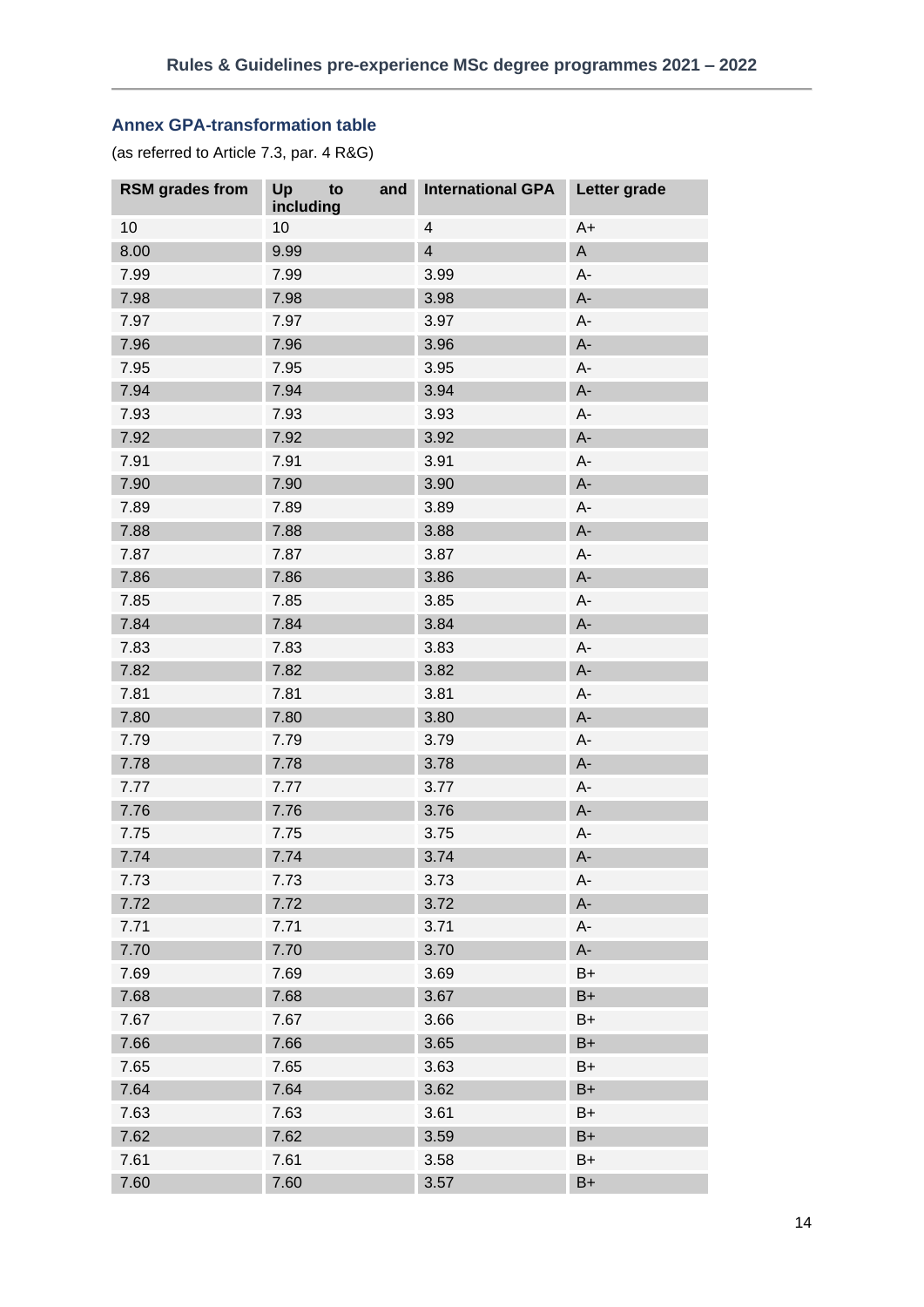## Annex GPA-transformation table

(as referred to Article 7.3, par. 4 R&G)

| RSM grades from | Up to and including | International GPA | Letter grade |
|---|---|---|---|
| 10 | 10 | 4 | A+ |
| 8.00 | 9.99 | 4 | A |
| 7.99 | 7.99 | 3.99 | A- |
| 7.98 | 7.98 | 3.98 | A- |
| 7.97 | 7.97 | 3.97 | A- |
| 7.96 | 7.96 | 3.96 | A- |
| 7.95 | 7.95 | 3.95 | A- |
| 7.94 | 7.94 | 3.94 | A- |
| 7.93 | 7.93 | 3.93 | A- |
| 7.92 | 7.92 | 3.92 | A- |
| 7.91 | 7.91 | 3.91 | A- |
| 7.90 | 7.90 | 3.90 | A- |
| 7.89 | 7.89 | 3.89 | A- |
| 7.88 | 7.88 | 3.88 | A- |
| 7.87 | 7.87 | 3.87 | A- |
| 7.86 | 7.86 | 3.86 | A- |
| 7.85 | 7.85 | 3.85 | A- |
| 7.84 | 7.84 | 3.84 | A- |
| 7.83 | 7.83 | 3.83 | A- |
| 7.82 | 7.82 | 3.82 | A- |
| 7.81 | 7.81 | 3.81 | A- |
| 7.80 | 7.80 | 3.80 | A- |
| 7.79 | 7.79 | 3.79 | A- |
| 7.78 | 7.78 | 3.78 | A- |
| 7.77 | 7.77 | 3.77 | A- |
| 7.76 | 7.76 | 3.76 | A- |
| 7.75 | 7.75 | 3.75 | A- |
| 7.74 | 7.74 | 3.74 | A- |
| 7.73 | 7.73 | 3.73 | A- |
| 7.72 | 7.72 | 3.72 | A- |
| 7.71 | 7.71 | 3.71 | A- |
| 7.70 | 7.70 | 3.70 | A- |
| 7.69 | 7.69 | 3.69 | B+ |
| 7.68 | 7.68 | 3.67 | B+ |
| 7.67 | 7.67 | 3.66 | B+ |
| 7.66 | 7.66 | 3.65 | B+ |
| 7.65 | 7.65 | 3.63 | B+ |
| 7.64 | 7.64 | 3.62 | B+ |
| 7.63 | 7.63 | 3.61 | B+ |
| 7.62 | 7.62 | 3.59 | B+ |
| 7.61 | 7.61 | 3.58 | B+ |
| 7.60 | 7.60 | 3.57 | B+ |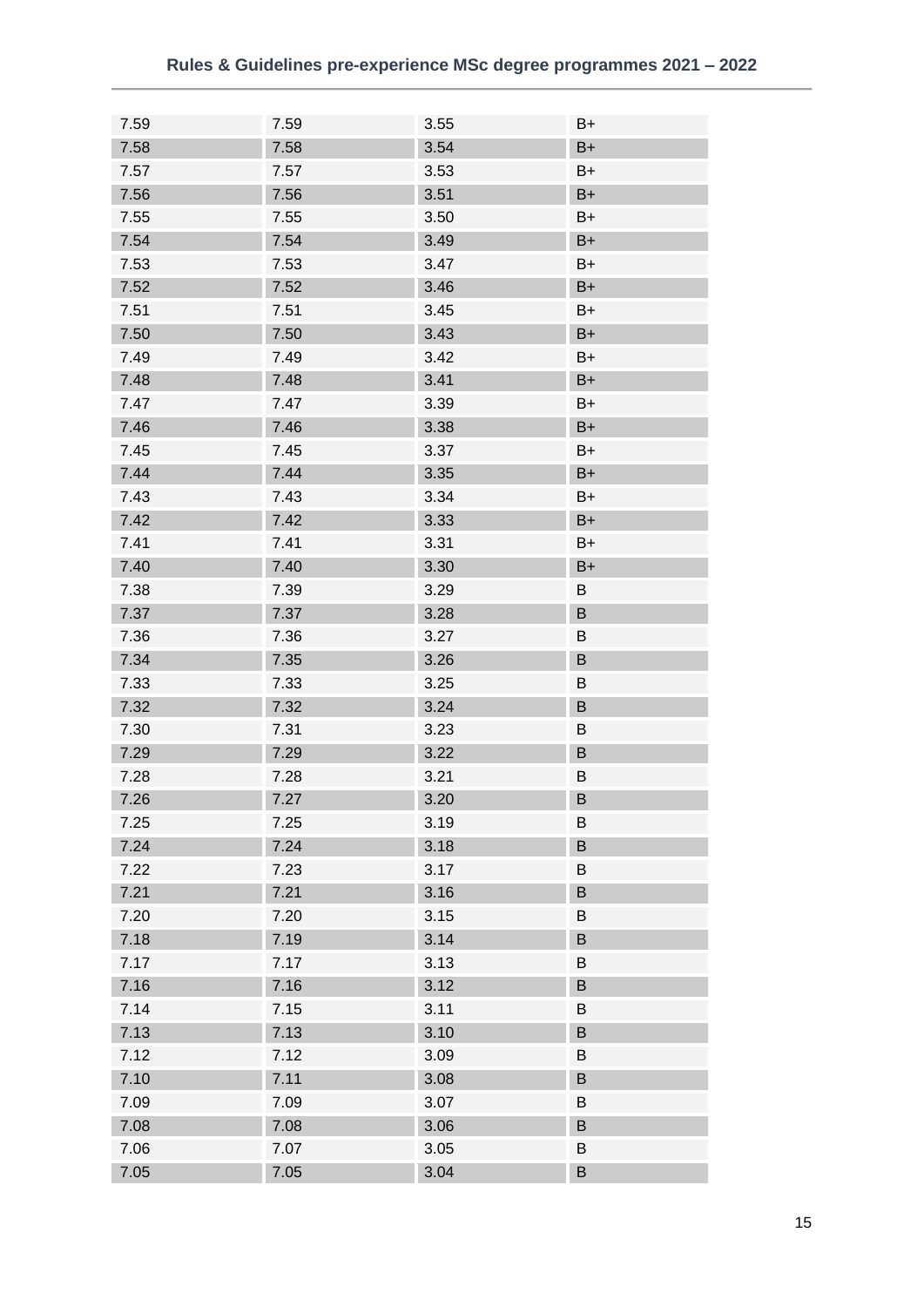| | | | |
|---|---|---|---|
| 7.59 | 7.59 | 3.55 | B+ |
| 7.58 | 7.58 | 3.54 | B+ |
| 7.57 | 7.57 | 3.53 | B+ |
| 7.56 | 7.56 | 3.51 | B+ |
| 7.55 | 7.55 | 3.50 | B+ |
| 7.54 | 7.54 | 3.49 | B+ |
| 7.53 | 7.53 | 3.47 | B+ |
| 7.52 | 7.52 | 3.46 | B+ |
| 7.51 | 7.51 | 3.45 | B+ |
| 7.50 | 7.50 | 3.43 | B+ |
| 7.49 | 7.49 | 3.42 | B+ |
| 7.48 | 7.48 | 3.41 | B+ |
| 7.47 | 7.47 | 3.39 | B+ |
| 7.46 | 7.46 | 3.38 | B+ |
| 7.45 | 7.45 | 3.37 | B+ |
| 7.44 | 7.44 | 3.35 | B+ |
| 7.43 | 7.43 | 3.34 | B+ |
| 7.42 | 7.42 | 3.33 | B+ |
| 7.41 | 7.41 | 3.31 | B+ |
| 7.40 | 7.40 | 3.30 | B+ |
| 7.38 | 7.39 | 3.29 | B |
| 7.37 | 7.37 | 3.28 | B |
| 7.36 | 7.36 | 3.27 | B |
| 7.34 | 7.35 | 3.26 | B |
| 7.33 | 7.33 | 3.25 | B |
| 7.32 | 7.32 | 3.24 | B |
| 7.30 | 7.31 | 3.23 | B |
| 7.29 | 7.29 | 3.22 | B |
| 7.28 | 7.28 | 3.21 | B |
| 7.26 | 7.27 | 3.20 | B |
| 7.25 | 7.25 | 3.19 | B |
| 7.24 | 7.24 | 3.18 | B |
| 7.22 | 7.23 | 3.17 | B |
| 7.21 | 7.21 | 3.16 | B |
| 7.20 | 7.20 | 3.15 | B |
| 7.18 | 7.19 | 3.14 | B |
| 7.17 | 7.17 | 3.13 | B |
| 7.16 | 7.16 | 3.12 | B |
| 7.14 | 7.15 | 3.11 | B |
| 7.13 | 7.13 | 3.10 | B |
| 7.12 | 7.12 | 3.09 | B |
| 7.10 | 7.11 | 3.08 | B |
| 7.09 | 7.09 | 3.07 | B |
| 7.08 | 7.08 | 3.06 | B |
| 7.06 | 7.07 | 3.05 | B |
| 7.05 | 7.05 | 3.04 | B |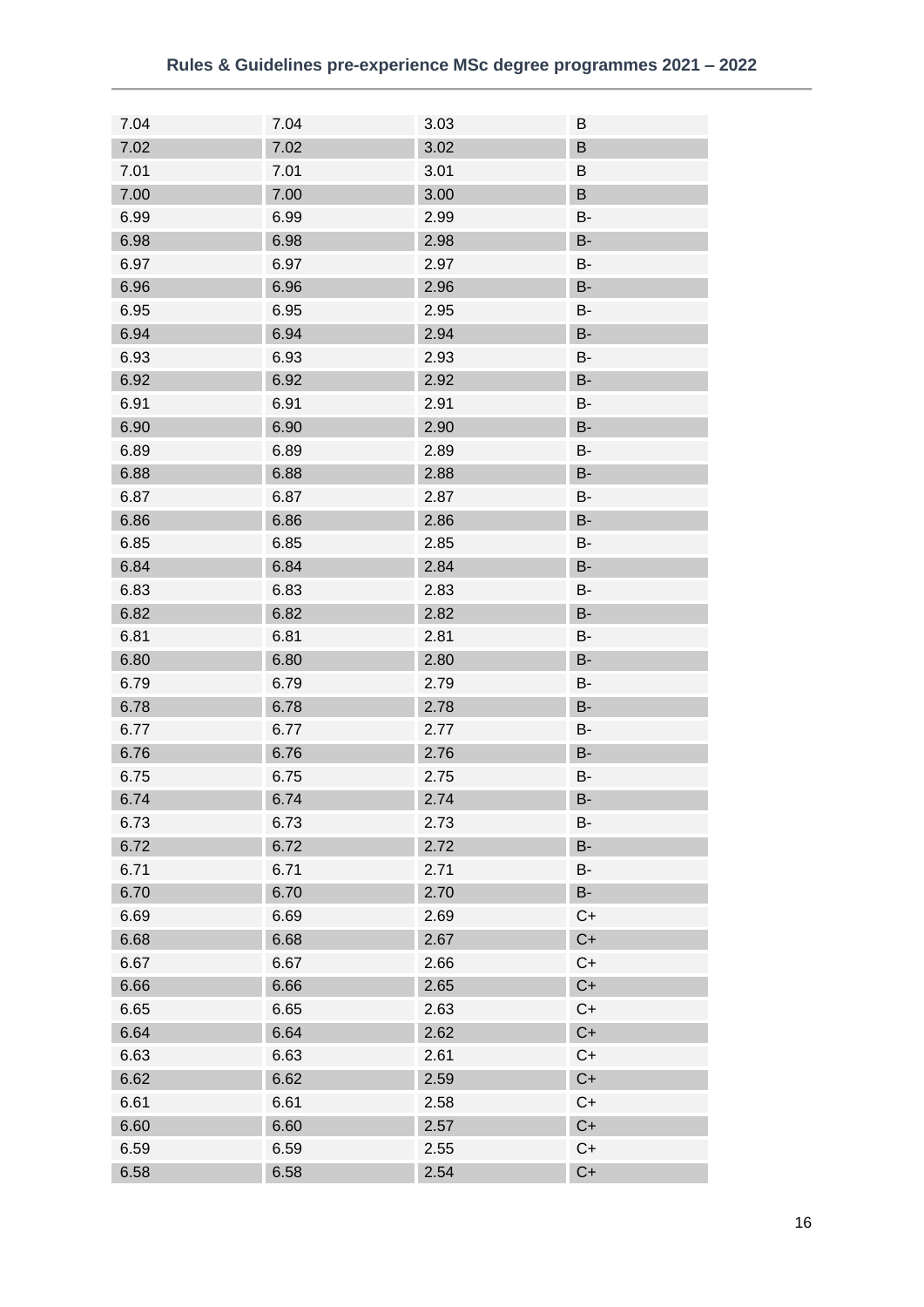| 7.04 | 7.04 | 3.03 | B |
|---|---|---|---|
| 7.02 | 7.02 | 3.02 | B |
| 7.01 | 7.01 | 3.01 | B |
| 7.00 | 7.00 | 3.00 | B |
| 6.99 | 6.99 | 2.99 | B- |
| 6.98 | 6.98 | 2.98 | B- |
| 6.97 | 6.97 | 2.97 | B- |
| 6.96 | 6.96 | 2.96 | B- |
| 6.95 | 6.95 | 2.95 | B- |
| 6.94 | 6.94 | 2.94 | B- |
| 6.93 | 6.93 | 2.93 | B- |
| 6.92 | 6.92 | 2.92 | B- |
| 6.91 | 6.91 | 2.91 | B- |
| 6.90 | 6.90 | 2.90 | B- |
| 6.89 | 6.89 | 2.89 | B- |
| 6.88 | 6.88 | 2.88 | B- |
| 6.87 | 6.87 | 2.87 | B- |
| 6.86 | 6.86 | 2.86 | B- |
| 6.85 | 6.85 | 2.85 | B- |
| 6.84 | 6.84 | 2.84 | B- |
| 6.83 | 6.83 | 2.83 | B- |
| 6.82 | 6.82 | 2.82 | B- |
| 6.81 | 6.81 | 2.81 | B- |
| 6.80 | 6.80 | 2.80 | B- |
| 6.79 | 6.79 | 2.79 | B- |
| 6.78 | 6.78 | 2.78 | B- |
| 6.77 | 6.77 | 2.77 | B- |
| 6.76 | 6.76 | 2.76 | B- |
| 6.75 | 6.75 | 2.75 | B- |
| 6.74 | 6.74 | 2.74 | B- |
| 6.73 | 6.73 | 2.73 | B- |
| 6.72 | 6.72 | 2.72 | B- |
| 6.71 | 6.71 | 2.71 | B- |
| 6.70 | 6.70 | 2.70 | B- |
| 6.69 | 6.69 | 2.69 | C+ |
| 6.68 | 6.68 | 2.67 | C+ |
| 6.67 | 6.67 | 2.66 | C+ |
| 6.66 | 6.66 | 2.65 | C+ |
| 6.65 | 6.65 | 2.63 | C+ |
| 6.64 | 6.64 | 2.62 | C+ |
| 6.63 | 6.63 | 2.61 | C+ |
| 6.62 | 6.62 | 2.59 | C+ |
| 6.61 | 6.61 | 2.58 | C+ |
| 6.60 | 6.60 | 2.57 | C+ |
| 6.59 | 6.59 | 2.55 | C+ |
| 6.58 | 6.58 | 2.54 | C+ |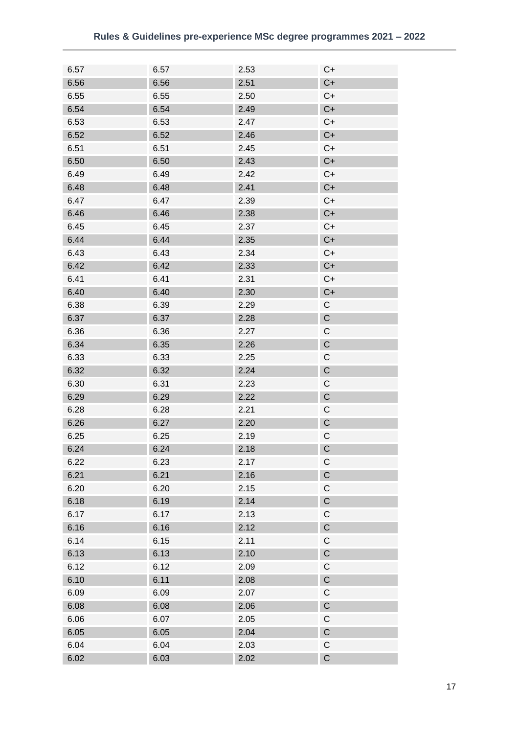| 6.57 | 6.57 | 2.53 | C+ |
|---|---|---|---|
| 6.56 | 6.56 | 2.51 | C+ |
| 6.55 | 6.55 | 2.50 | C+ |
| 6.54 | 6.54 | 2.49 | C+ |
| 6.53 | 6.53 | 2.47 | C+ |
| 6.52 | 6.52 | 2.46 | C+ |
| 6.51 | 6.51 | 2.45 | C+ |
| 6.50 | 6.50 | 2.43 | C+ |
| 6.49 | 6.49 | 2.42 | C+ |
| 6.48 | 6.48 | 2.41 | C+ |
| 6.47 | 6.47 | 2.39 | C+ |
| 6.46 | 6.46 | 2.38 | C+ |
| 6.45 | 6.45 | 2.37 | C+ |
| 6.44 | 6.44 | 2.35 | C+ |
| 6.43 | 6.43 | 2.34 | C+ |
| 6.42 | 6.42 | 2.33 | C+ |
| 6.41 | 6.41 | 2.31 | C+ |
| 6.40 | 6.40 | 2.30 | C+ |
| 6.38 | 6.39 | 2.29 | C |
| 6.37 | 6.37 | 2.28 | C |
| 6.36 | 6.36 | 2.27 | C |
| 6.34 | 6.35 | 2.26 | C |
| 6.33 | 6.33 | 2.25 | C |
| 6.32 | 6.32 | 2.24 | C |
| 6.30 | 6.31 | 2.23 | C |
| 6.29 | 6.29 | 2.22 | C |
| 6.28 | 6.28 | 2.21 | C |
| 6.26 | 6.27 | 2.20 | C |
| 6.25 | 6.25 | 2.19 | C |
| 6.24 | 6.24 | 2.18 | C |
| 6.22 | 6.23 | 2.17 | C |
| 6.21 | 6.21 | 2.16 | C |
| 6.20 | 6.20 | 2.15 | C |
| 6.18 | 6.19 | 2.14 | C |
| 6.17 | 6.17 | 2.13 | C |
| 6.16 | 6.16 | 2.12 | C |
| 6.14 | 6.15 | 2.11 | C |
| 6.13 | 6.13 | 2.10 | C |
| 6.12 | 6.12 | 2.09 | C |
| 6.10 | 6.11 | 2.08 | C |
| 6.09 | 6.09 | 2.07 | C |
| 6.08 | 6.08 | 2.06 | C |
| 6.06 | 6.07 | 2.05 | C |
| 6.05 | 6.05 | 2.04 | C |
| 6.04 | 6.04 | 2.03 | C |
| 6.02 | 6.03 | 2.02 | C |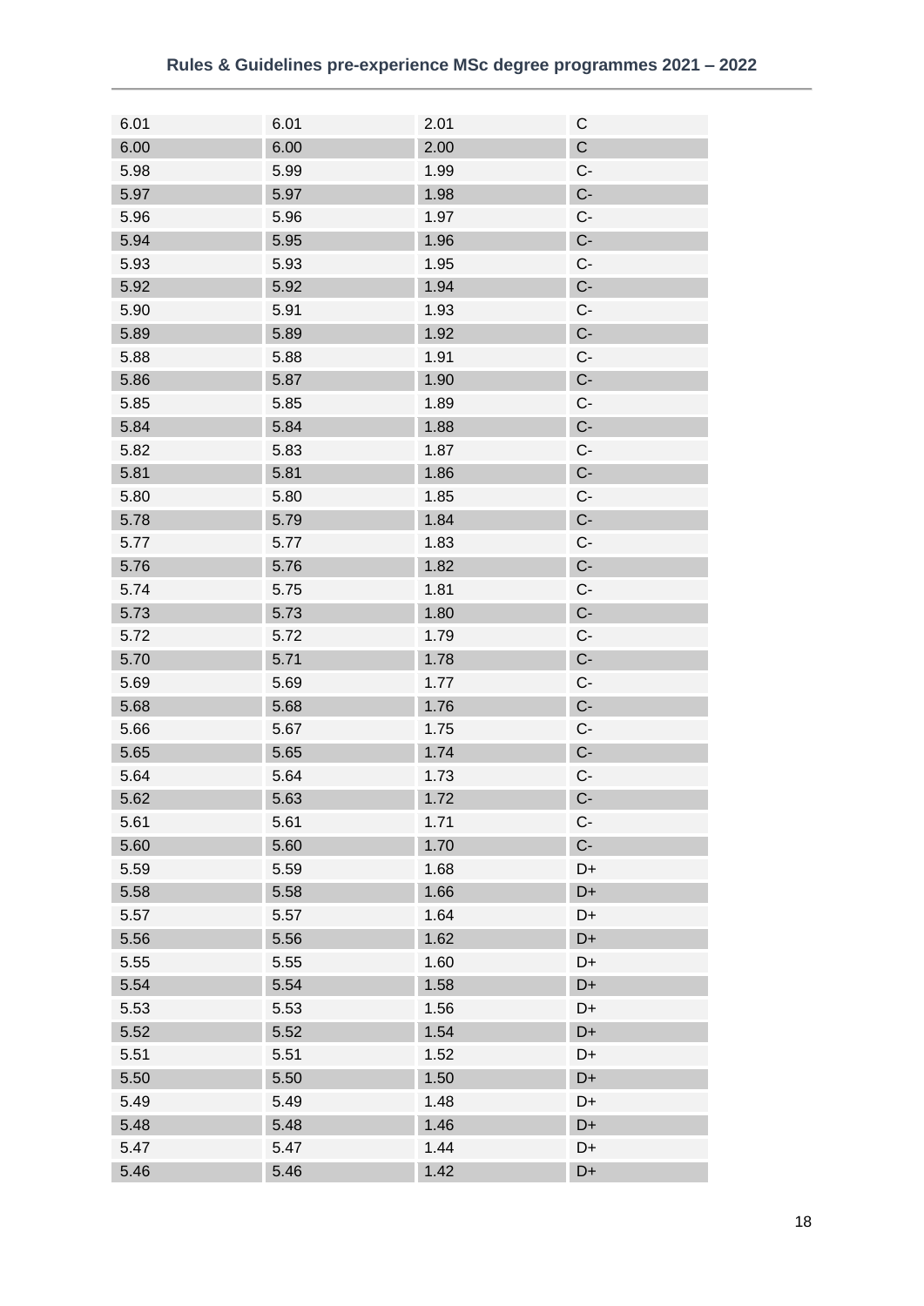| 6.01 | 6.01 | 2.01 | C |
|---|---|---|---|
| 6.00 | 6.00 | 2.00 | C |
| 5.98 | 5.99 | 1.99 | C- |
| 5.97 | 5.97 | 1.98 | C- |
| 5.96 | 5.96 | 1.97 | C- |
| 5.94 | 5.95 | 1.96 | C- |
| 5.93 | 5.93 | 1.95 | C- |
| 5.92 | 5.92 | 1.94 | C- |
| 5.90 | 5.91 | 1.93 | C- |
| 5.89 | 5.89 | 1.92 | C- |
| 5.88 | 5.88 | 1.91 | C- |
| 5.86 | 5.87 | 1.90 | C- |
| 5.85 | 5.85 | 1.89 | C- |
| 5.84 | 5.84 | 1.88 | C- |
| 5.82 | 5.83 | 1.87 | C- |
| 5.81 | 5.81 | 1.86 | C- |
| 5.80 | 5.80 | 1.85 | C- |
| 5.78 | 5.79 | 1.84 | C- |
| 5.77 | 5.77 | 1.83 | C- |
| 5.76 | 5.76 | 1.82 | C- |
| 5.74 | 5.75 | 1.81 | C- |
| 5.73 | 5.73 | 1.80 | C- |
| 5.72 | 5.72 | 1.79 | C- |
| 5.70 | 5.71 | 1.78 | C- |
| 5.69 | 5.69 | 1.77 | C- |
| 5.68 | 5.68 | 1.76 | C- |
| 5.66 | 5.67 | 1.75 | C- |
| 5.65 | 5.65 | 1.74 | C- |
| 5.64 | 5.64 | 1.73 | C- |
| 5.62 | 5.63 | 1.72 | C- |
| 5.61 | 5.61 | 1.71 | C- |
| 5.60 | 5.60 | 1.70 | C- |
| 5.59 | 5.59 | 1.68 | D+ |
| 5.58 | 5.58 | 1.66 | D+ |
| 5.57 | 5.57 | 1.64 | D+ |
| 5.56 | 5.56 | 1.62 | D+ |
| 5.55 | 5.55 | 1.60 | D+ |
| 5.54 | 5.54 | 1.58 | D+ |
| 5.53 | 5.53 | 1.56 | D+ |
| 5.52 | 5.52 | 1.54 | D+ |
| 5.51 | 5.51 | 1.52 | D+ |
| 5.50 | 5.50 | 1.50 | D+ |
| 5.49 | 5.49 | 1.48 | D+ |
| 5.48 | 5.48 | 1.46 | D+ |
| 5.47 | 5.47 | 1.44 | D+ |
| 5.46 | 5.46 | 1.42 | D+ |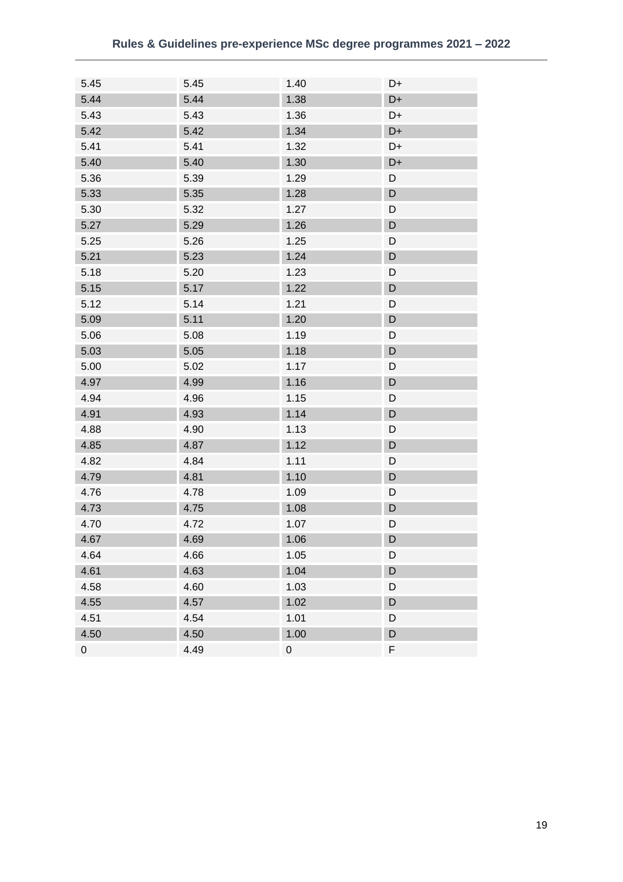| | | | |
|---|---|---|---|
| 5.45 | 5.45 | 1.40 | D+ |
| 5.44 | 5.44 | 1.38 | D+ |
| 5.43 | 5.43 | 1.36 | D+ |
| 5.42 | 5.42 | 1.34 | D+ |
| 5.41 | 5.41 | 1.32 | D+ |
| 5.40 | 5.40 | 1.30 | D+ |
| 5.36 | 5.39 | 1.29 | D |
| 5.33 | 5.35 | 1.28 | D |
| 5.30 | 5.32 | 1.27 | D |
| 5.27 | 5.29 | 1.26 | D |
| 5.25 | 5.26 | 1.25 | D |
| 5.21 | 5.23 | 1.24 | D |
| 5.18 | 5.20 | 1.23 | D |
| 5.15 | 5.17 | 1.22 | D |
| 5.12 | 5.14 | 1.21 | D |
| 5.09 | 5.11 | 1.20 | D |
| 5.06 | 5.08 | 1.19 | D |
| 5.03 | 5.05 | 1.18 | D |
| 5.00 | 5.02 | 1.17 | D |
| 4.97 | 4.99 | 1.16 | D |
| 4.94 | 4.96 | 1.15 | D |
| 4.91 | 4.93 | 1.14 | D |
| 4.88 | 4.90 | 1.13 | D |
| 4.85 | 4.87 | 1.12 | D |
| 4.82 | 4.84 | 1.11 | D |
| 4.79 | 4.81 | 1.10 | D |
| 4.76 | 4.78 | 1.09 | D |
| 4.73 | 4.75 | 1.08 | D |
| 4.70 | 4.72 | 1.07 | D |
| 4.67 | 4.69 | 1.06 | D |
| 4.64 | 4.66 | 1.05 | D |
| 4.61 | 4.63 | 1.04 | D |
| 4.58 | 4.60 | 1.03 | D |
| 4.55 | 4.57 | 1.02 | D |
| 4.51 | 4.54 | 1.01 | D |
| 4.50 | 4.50 | 1.00 | D |
| 0 | 4.49 | 0 | F |